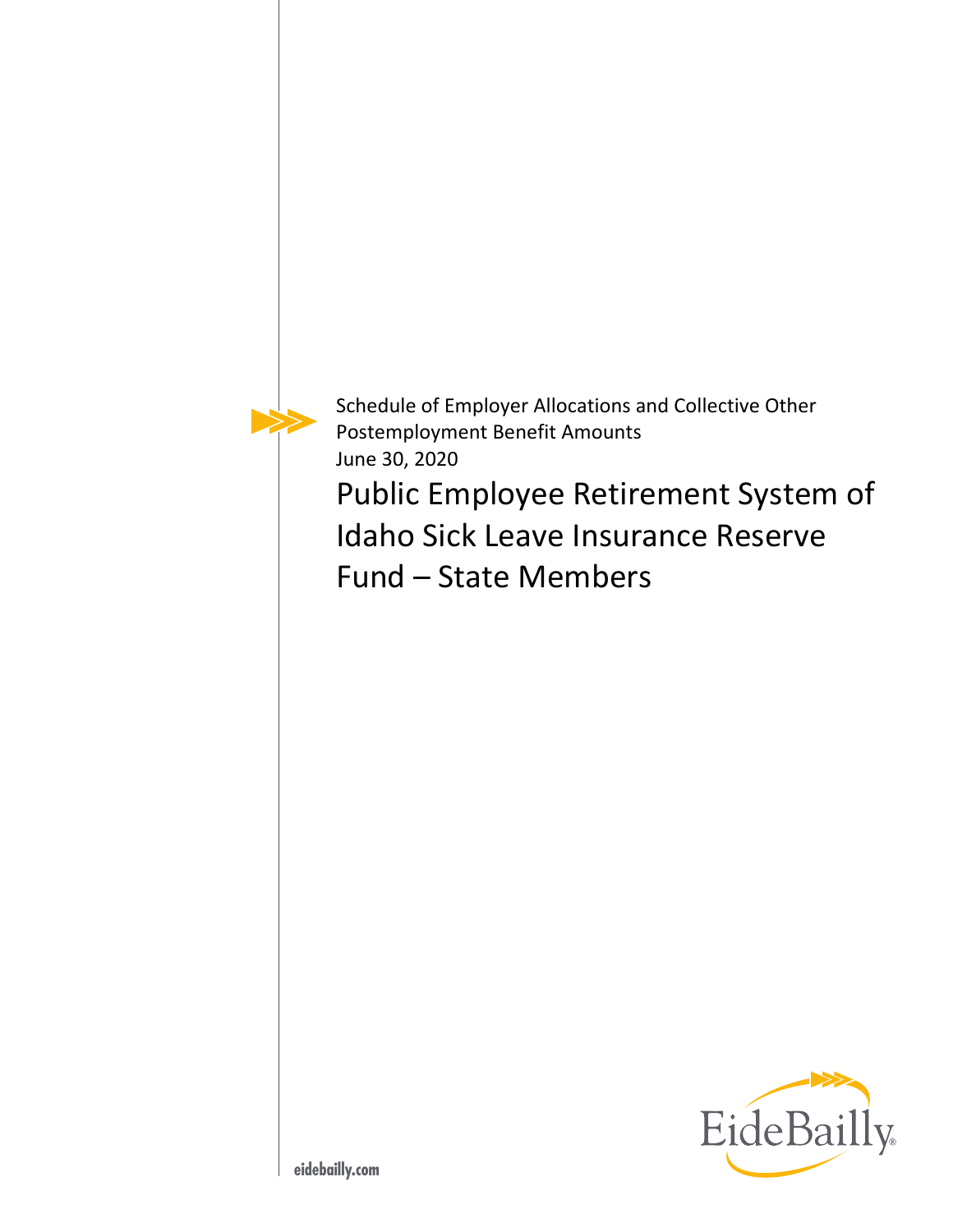Schedule of Employer Allocations and Collective Other Postemployment Benefit Amounts
June 30, 2020

# Public Employee Retirement System of Idaho Sick Leave Insurance Reserve Fund – State Members

eidebailly.com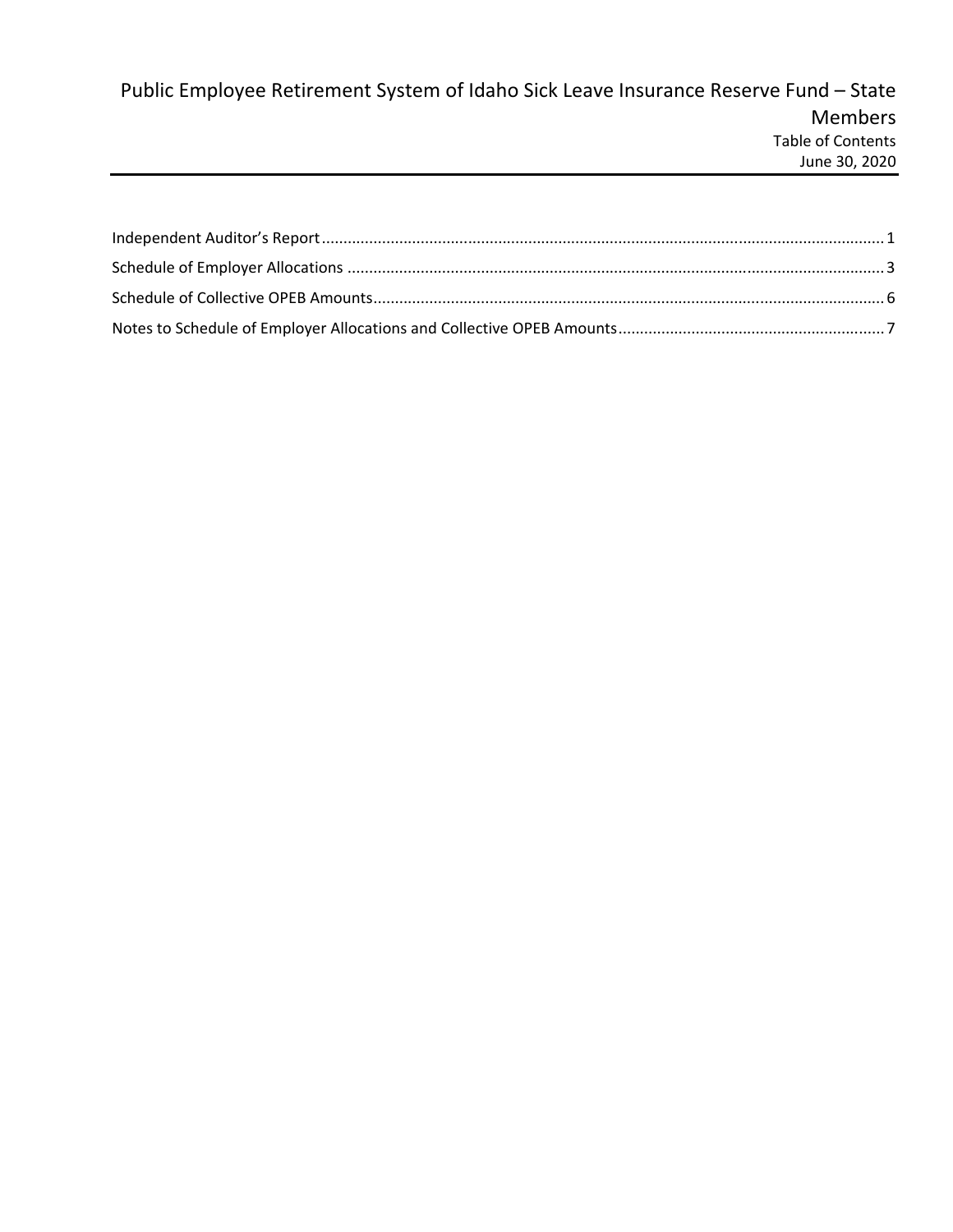# Public Employee Retirement System of Idaho Sick Leave Insurance Reserve Fund – State Members

Table of Contents

June 30, 2020

| | |
|---|---|
| Independent Auditor's Report | 1 |
| Schedule of Employer Allocations | 3 |
| Schedule of Collective OPEB Amounts | 6 |
| Notes to Schedule of Employer Allocations and Collective OPEB Amounts | 7 |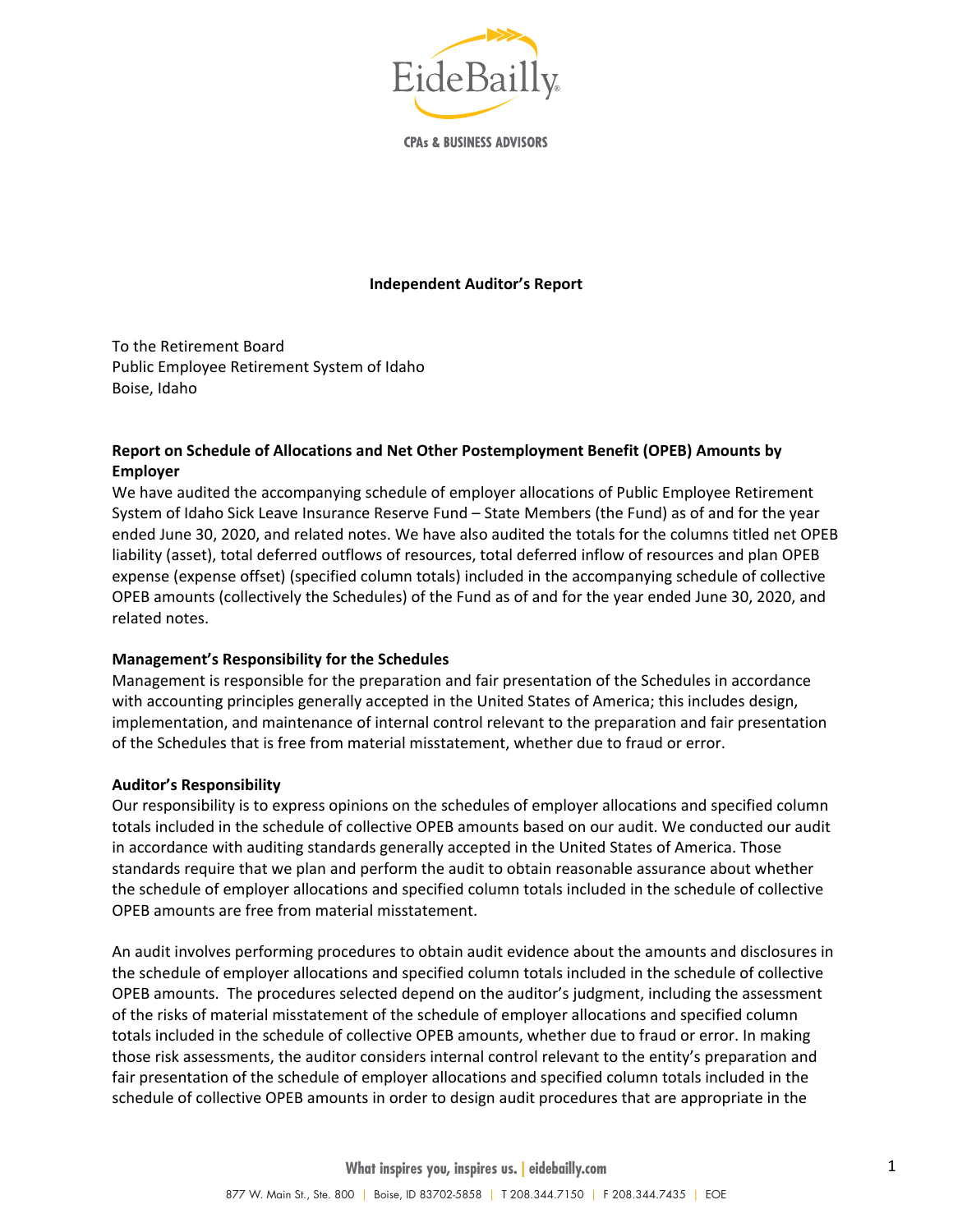# Independent Auditor's Report

To the Retirement Board
Public Employee Retirement System of Idaho
Boise, Idaho

**Report on Schedule of Allocations and Net Other Postemployment Benefit (OPEB) Amounts by Employer**

We have audited the accompanying schedule of employer allocations of Public Employee Retirement System of Idaho Sick Leave Insurance Reserve Fund – State Members (the Fund) as of and for the year ended June 30, 2020, and related notes. We have also audited the totals for the columns titled net OPEB liability (asset), total deferred outflows of resources, total deferred inflow of resources and plan OPEB expense (expense offset) (specified column totals) included in the accompanying schedule of collective OPEB amounts (collectively the Schedules) of the Fund as of and for the year ended June 30, 2020, and related notes.

**Management's Responsibility for the Schedules**

Management is responsible for the preparation and fair presentation of the Schedules in accordance with accounting principles generally accepted in the United States of America; this includes design, implementation, and maintenance of internal control relevant to the preparation and fair presentation of the Schedules that is free from material misstatement, whether due to fraud or error.

**Auditor's Responsibility**

Our responsibility is to express opinions on the schedules of employer allocations and specified column totals included in the schedule of collective OPEB amounts based on our audit. We conducted our audit in accordance with auditing standards generally accepted in the United States of America. Those standards require that we plan and perform the audit to obtain reasonable assurance about whether the schedule of employer allocations and specified column totals included in the schedule of collective OPEB amounts are free from material misstatement.

An audit involves performing procedures to obtain audit evidence about the amounts and disclosures in the schedule of employer allocations and specified column totals included in the schedule of collective OPEB amounts. The procedures selected depend on the auditor's judgment, including the assessment of the risks of material misstatement of the schedule of employer allocations and specified column totals included in the schedule of collective OPEB amounts, whether due to fraud or error. In making those risk assessments, the auditor considers internal control relevant to the entity's preparation and fair presentation of the schedule of employer allocations and specified column totals included in the schedule of collective OPEB amounts in order to design audit procedures that are appropriate in the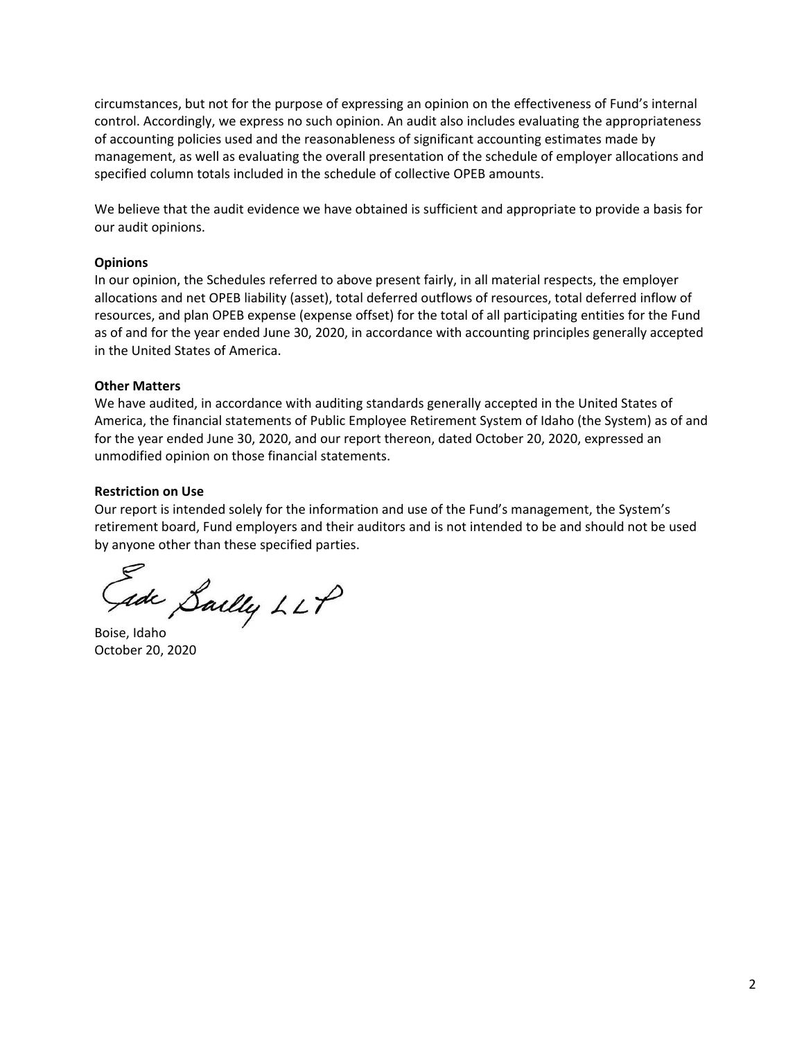circumstances, but not for the purpose of expressing an opinion on the effectiveness of Fund's internal control. Accordingly, we express no such opinion. An audit also includes evaluating the appropriateness of accounting policies used and the reasonableness of significant accounting estimates made by management, as well as evaluating the overall presentation of the schedule of employer allocations and specified column totals included in the schedule of collective OPEB amounts.

We believe that the audit evidence we have obtained is sufficient and appropriate to provide a basis for our audit opinions.

**Opinions**

In our opinion, the Schedules referred to above present fairly, in all material respects, the employer allocations and net OPEB liability (asset), total deferred outflows of resources, total deferred inflow of resources, and plan OPEB expense (expense offset) for the total of all participating entities for the Fund as of and for the year ended June 30, 2020, in accordance with accounting principles generally accepted in the United States of America.

**Other Matters**

We have audited, in accordance with auditing standards generally accepted in the United States of America, the financial statements of Public Employee Retirement System of Idaho (the System) as of and for the year ended June 30, 2020, and our report thereon, dated October 20, 2020, expressed an unmodified opinion on those financial statements.

**Restriction on Use**

Our report is intended solely for the information and use of the Fund's management, the System's retirement board, Fund employers and their auditors and is not intended to be and should not be used by anyone other than these specified parties.

Eide Bailly LLP

Boise, Idaho
October 20, 2020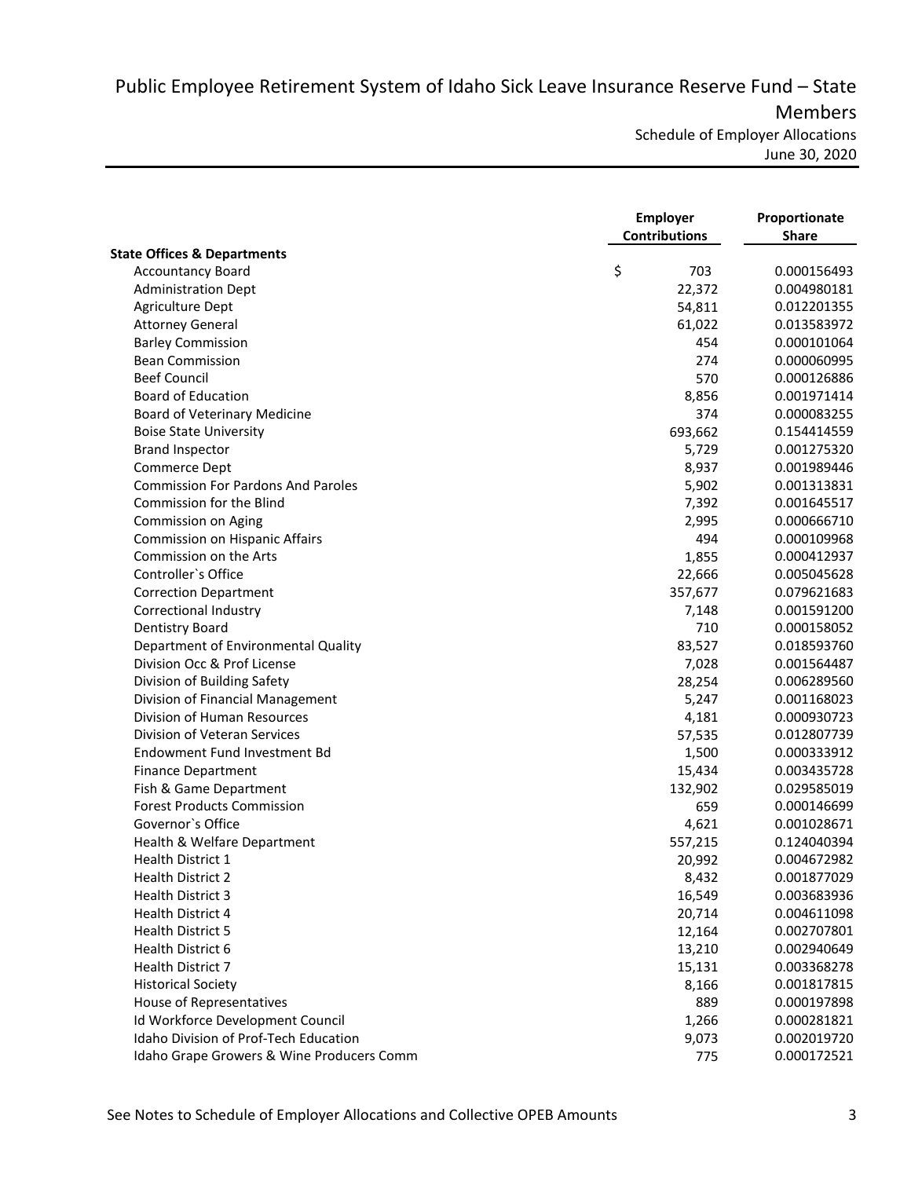# Public Employee Retirement System of Idaho Sick Leave Insurance Reserve Fund – State Members

Schedule of Employer Allocations

June 30, 2020

| | Employer Contributions | Proportionate Share |
|---|---|---|
| **State Offices & Departments** | | |
| Accountancy Board | $ 703 | 0.000156493 |
| Administration Dept | 22,372 | 0.004980181 |
| Agriculture Dept | 54,811 | 0.012201355 |
| Attorney General | 61,022 | 0.013583972 |
| Barley Commission | 454 | 0.000101064 |
| Bean Commission | 274 | 0.000060995 |
| Beef Council | 570 | 0.000126886 |
| Board of Education | 8,856 | 0.001971414 |
| Board of Veterinary Medicine | 374 | 0.000083255 |
| Boise State University | 693,662 | 0.154414559 |
| Brand Inspector | 5,729 | 0.001275320 |
| Commerce Dept | 8,937 | 0.001989446 |
| Commission For Pardons And Paroles | 5,902 | 0.001313831 |
| Commission for the Blind | 7,392 | 0.001645517 |
| Commission on Aging | 2,995 | 0.000666710 |
| Commission on Hispanic Affairs | 494 | 0.000109968 |
| Commission on the Arts | 1,855 | 0.000412937 |
| Controller`s Office | 22,666 | 0.005045628 |
| Correction Department | 357,677 | 0.079621683 |
| Correctional Industry | 7,148 | 0.001591200 |
| Dentistry Board | 710 | 0.000158052 |
| Department of Environmental Quality | 83,527 | 0.018593760 |
| Division Occ & Prof License | 7,028 | 0.001564487 |
| Division of Building Safety | 28,254 | 0.006289560 |
| Division of Financial Management | 5,247 | 0.001168023 |
| Division of Human Resources | 4,181 | 0.000930723 |
| Division of Veteran Services | 57,535 | 0.012807739 |
| Endowment Fund Investment Bd | 1,500 | 0.000333912 |
| Finance Department | 15,434 | 0.003435728 |
| Fish & Game Department | 132,902 | 0.029585019 |
| Forest Products Commission | 659 | 0.000146699 |
| Governor`s Office | 4,621 | 0.001028671 |
| Health & Welfare Department | 557,215 | 0.124040394 |
| Health District 1 | 20,992 | 0.004672982 |
| Health District 2 | 8,432 | 0.001877029 |
| Health District 3 | 16,549 | 0.003683936 |
| Health District 4 | 20,714 | 0.004611098 |
| Health District 5 | 12,164 | 0.002707801 |
| Health District 6 | 13,210 | 0.002940649 |
| Health District 7 | 15,131 | 0.003368278 |
| Historical Society | 8,166 | 0.001817815 |
| House of Representatives | 889 | 0.000197898 |
| Id Workforce Development Council | 1,266 | 0.000281821 |
| Idaho Division of Prof-Tech Education | 9,073 | 0.002019720 |
| Idaho Grape Growers & Wine Producers Comm | 775 | 0.000172521 |

See Notes to Schedule of Employer Allocations and Collective OPEB Amounts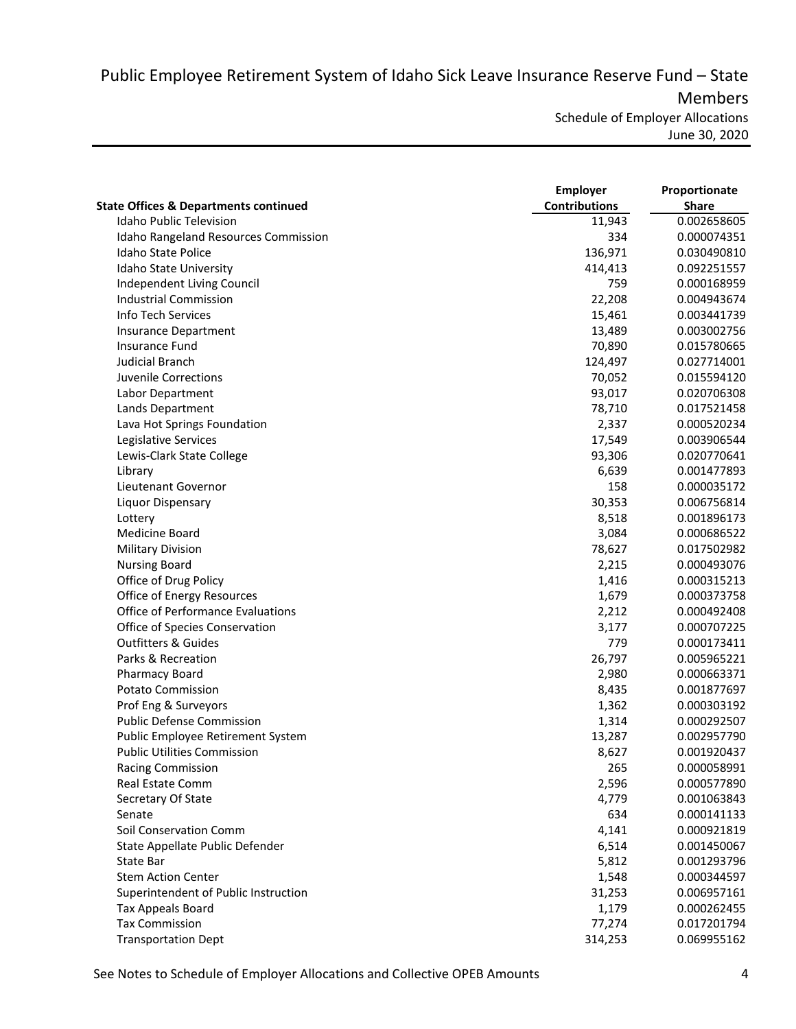# Public Employee Retirement System of Idaho Sick Leave Insurance Reserve Fund – State Members

Schedule of Employer Allocations
June 30, 2020

| State Offices & Departments continued | Employer Contributions | Proportionate Share |
|---|---|---|
| Idaho Public Television | 11,943 | 0.002658605 |
| Idaho Rangeland Resources Commission | 334 | 0.000074351 |
| Idaho State Police | 136,971 | 0.030490810 |
| Idaho State University | 414,413 | 0.092251557 |
| Independent Living Council | 759 | 0.000168959 |
| Industrial Commission | 22,208 | 0.004943674 |
| Info Tech Services | 15,461 | 0.003441739 |
| Insurance Department | 13,489 | 0.003002756 |
| Insurance Fund | 70,890 | 0.015780665 |
| Judicial Branch | 124,497 | 0.027714001 |
| Juvenile Corrections | 70,052 | 0.015594120 |
| Labor Department | 93,017 | 0.020706308 |
| Lands Department | 78,710 | 0.017521458 |
| Lava Hot Springs Foundation | 2,337 | 0.000520234 |
| Legislative Services | 17,549 | 0.003906544 |
| Lewis-Clark State College | 93,306 | 0.020770641 |
| Library | 6,639 | 0.001477893 |
| Lieutenant Governor | 158 | 0.000035172 |
| Liquor Dispensary | 30,353 | 0.006756814 |
| Lottery | 8,518 | 0.001896173 |
| Medicine Board | 3,084 | 0.000686522 |
| Military Division | 78,627 | 0.017502982 |
| Nursing Board | 2,215 | 0.000493076 |
| Office of Drug Policy | 1,416 | 0.000315213 |
| Office of Energy Resources | 1,679 | 0.000373758 |
| Office of Performance Evaluations | 2,212 | 0.000492408 |
| Office of Species Conservation | 3,177 | 0.000707225 |
| Outfitters & Guides | 779 | 0.000173411 |
| Parks & Recreation | 26,797 | 0.005965221 |
| Pharmacy Board | 2,980 | 0.000663371 |
| Potato Commission | 8,435 | 0.001877697 |
| Prof Eng & Surveyors | 1,362 | 0.000303192 |
| Public Defense Commission | 1,314 | 0.000292507 |
| Public Employee Retirement System | 13,287 | 0.002957790 |
| Public Utilities Commission | 8,627 | 0.001920437 |
| Racing Commission | 265 | 0.000058991 |
| Real Estate Comm | 2,596 | 0.000577890 |
| Secretary Of State | 4,779 | 0.001063843 |
| Senate | 634 | 0.000141133 |
| Soil Conservation Comm | 4,141 | 0.000921819 |
| State Appellate Public Defender | 6,514 | 0.001450067 |
| State Bar | 5,812 | 0.001293796 |
| Stem Action Center | 1,548 | 0.000344597 |
| Superintendent of Public Instruction | 31,253 | 0.006957161 |
| Tax Appeals Board | 1,179 | 0.000262455 |
| Tax Commission | 77,274 | 0.017201794 |
| Transportation Dept | 314,253 | 0.069955162 |

See Notes to Schedule of Employer Allocations and Collective OPEB Amounts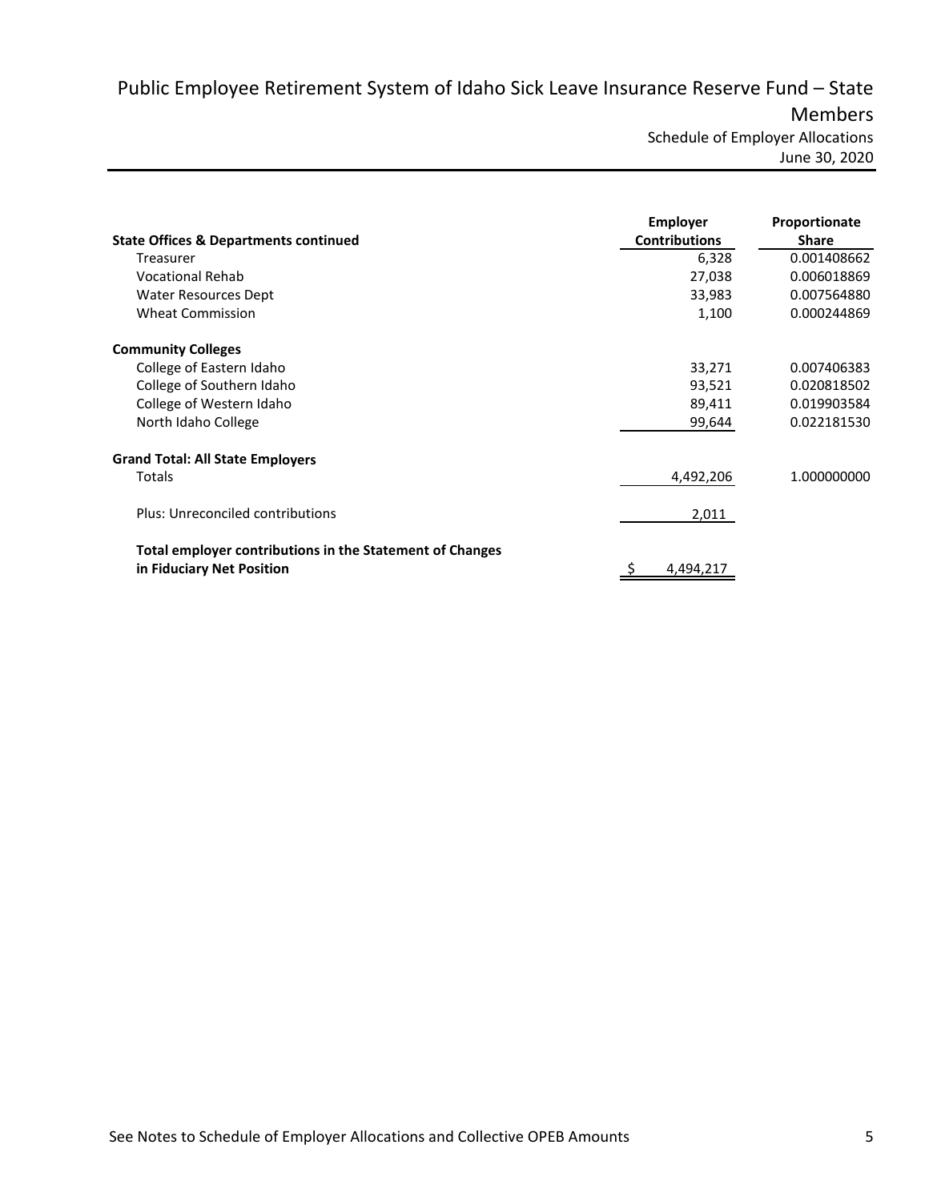# Public Employee Retirement System of Idaho Sick Leave Insurance Reserve Fund – State Members

Schedule of Employer Allocations

June 30, 2020

| State Offices & Departments continued | Employer Contributions | Proportionate Share |
|---|---|---|
| Treasurer | 6,328 | 0.001408662 |
| Vocational Rehab | 27,038 | 0.006018869 |
| Water Resources Dept | 33,983 | 0.007564880 |
| Wheat Commission | 1,100 | 0.000244869 |
| **Community Colleges** | | |
| College of Eastern Idaho | 33,271 | 0.007406383 |
| College of Southern Idaho | 93,521 | 0.020818502 |
| College of Western Idaho | 89,411 | 0.019903584 |
| North Idaho College | 99,644 | 0.022181530 |
| **Grand Total: All State Employers** | | |
| Totals | 4,492,206 | 1.000000000 |
| Plus: Unreconciled contributions | 2,011 | |
| **Total employer contributions in the Statement of Changes in Fiduciary Net Position** | $ 4,494,217 | |

See Notes to Schedule of Employer Allocations and Collective OPEB Amounts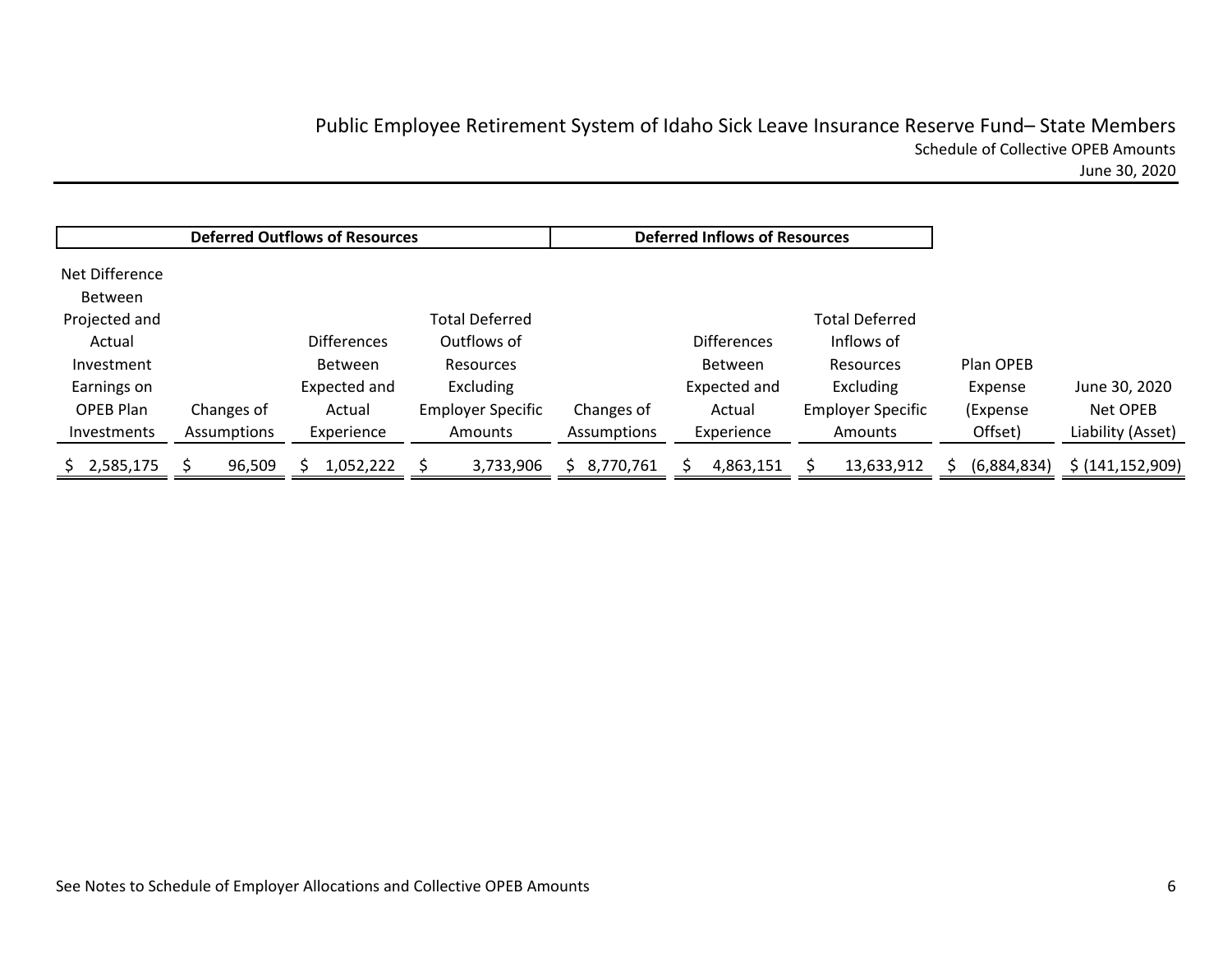# Public Employee Retirement System of Idaho Sick Leave Insurance Reserve Fund– State Members

Schedule of Collective OPEB Amounts

June 30, 2020

| Deferred Outflows of Resources | | | | Deferred Inflows of Resources | | | | |
|---|---|---|---|---|---|---|---|---|
| Net Difference Between Projected and Actual Investment Earnings on OPEB Plan Investments | Changes of Assumptions | Differences Between Expected and Actual Experience | Total Deferred Outflows of Resources Excluding Employer Specific Amounts | Changes of Assumptions | Differences Between Expected and Actual Experience | Total Deferred Inflows of Resources Excluding Employer Specific Amounts | Plan OPEB Expense (Expense Offset) | June 30, 2020 Net OPEB Liability (Asset) |
| $ 2,585,175 | $ 96,509 | $ 1,052,222 | $ 3,733,906 | $ 8,770,761 | $ 4,863,151 | $ 13,633,912 | $ (6,884,834) | $ (141,152,909) |

See Notes to Schedule of Employer Allocations and Collective OPEB Amounts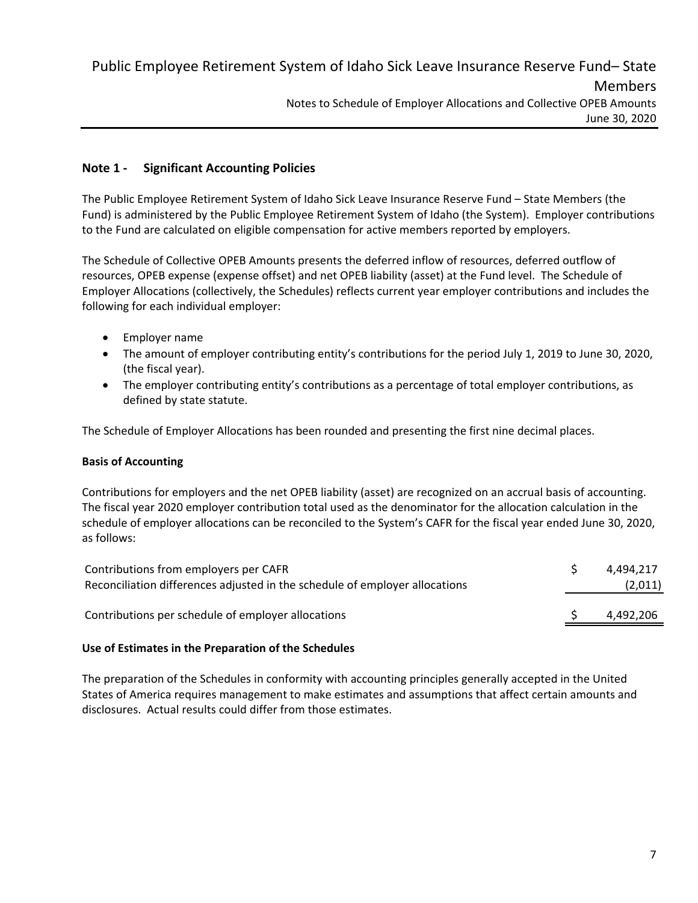## Note 1 - Significant Accounting Policies

The Public Employee Retirement System of Idaho Sick Leave Insurance Reserve Fund – State Members (the Fund) is administered by the Public Employee Retirement System of Idaho (the System). Employer contributions to the Fund are calculated on eligible compensation for active members reported by employers.

The Schedule of Collective OPEB Amounts presents the deferred inflow of resources, deferred outflow of resources, OPEB expense (expense offset) and net OPEB liability (asset) at the Fund level. The Schedule of Employer Allocations (collectively, the Schedules) reflects current year employer contributions and includes the following for each individual employer:

- Employer name
- The amount of employer contributing entity's contributions for the period July 1, 2019 to June 30, 2020, (the fiscal year).
- The employer contributing entity's contributions as a percentage of total employer contributions, as defined by state statute.

The Schedule of Employer Allocations has been rounded and presenting the first nine decimal places.

### Basis of Accounting

Contributions for employers and the net OPEB liability (asset) are recognized on an accrual basis of accounting. The fiscal year 2020 employer contribution total used as the denominator for the allocation calculation in the schedule of employer allocations can be reconciled to the System's CAFR for the fiscal year ended June 30, 2020, as follows:

| | | |
|---|---|---|
| Contributions from employers per CAFR | $ | 4,494,217 |
| Reconciliation differences adjusted in the schedule of employer allocations | | (2,011) |
| Contributions per schedule of employer allocations | $ | 4,492,206 |

### Use of Estimates in the Preparation of the Schedules

The preparation of the Schedules in conformity with accounting principles generally accepted in the United States of America requires management to make estimates and assumptions that affect certain amounts and disclosures. Actual results could differ from those estimates.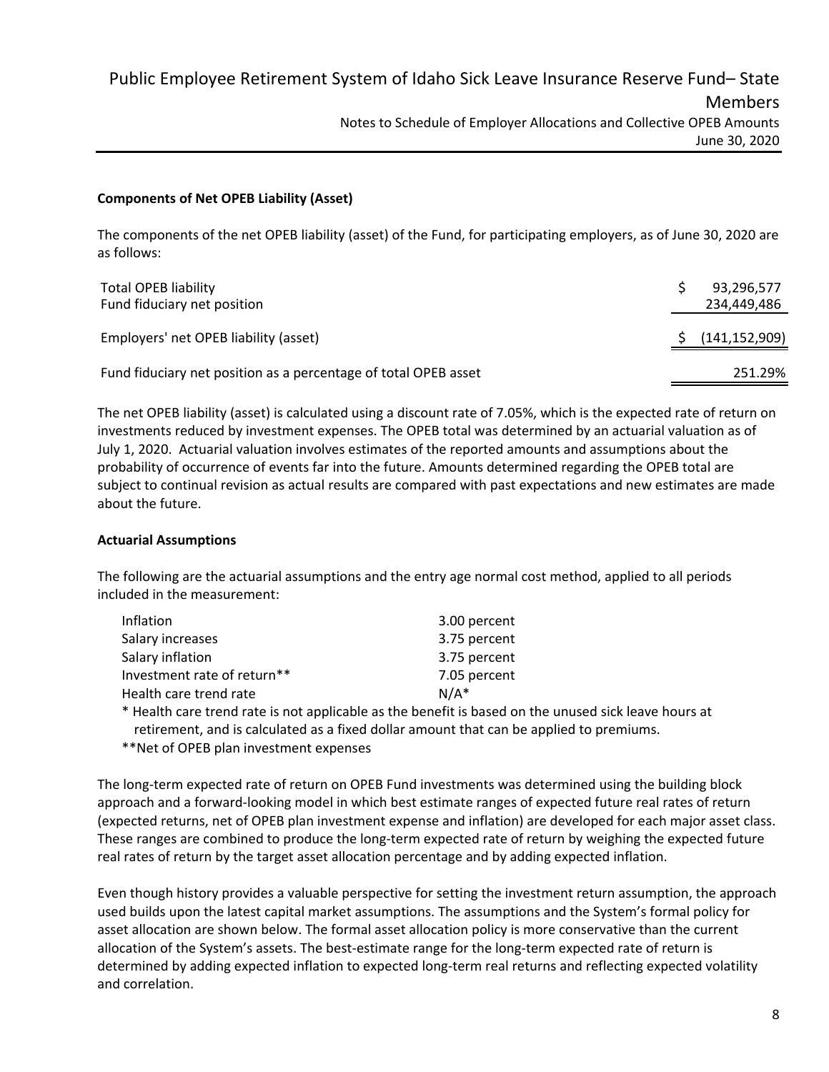## Components of Net OPEB Liability (Asset)

The components of the net OPEB liability (asset) of the Fund, for participating employers, as of June 30, 2020 are as follows:

| | |
|---|---|
| Total OPEB liability | $ 93,296,577 |
| Fund fiduciary net position | 234,449,486 |
| Employers' net OPEB liability (asset) | $ (141,152,909) |
| Fund fiduciary net position as a percentage of total OPEB asset | 251.29% |

The net OPEB liability (asset) is calculated using a discount rate of 7.05%, which is the expected rate of return on investments reduced by investment expenses. The OPEB total was determined by an actuarial valuation as of July 1, 2020. Actuarial valuation involves estimates of the reported amounts and assumptions about the probability of occurrence of events far into the future. Amounts determined regarding the OPEB total are subject to continual revision as actual results are compared with past expectations and new estimates are made about the future.

## Actuarial Assumptions

The following are the actuarial assumptions and the entry age normal cost method, applied to all periods included in the measurement:

| | |
|---|---|
| Inflation | 3.00 percent |
| Salary increases | 3.75 percent |
| Salary inflation | 3.75 percent |
| Investment rate of return** | 7.05 percent |
| Health care trend rate | N/A* |

\* Health care trend rate is not applicable as the benefit is based on the unused sick leave hours at retirement, and is calculated as a fixed dollar amount that can be applied to premiums.

**Net of OPEB plan investment expenses

The long-term expected rate of return on OPEB Fund investments was determined using the building block approach and a forward-looking model in which best estimate ranges of expected future real rates of return (expected returns, net of OPEB plan investment expense and inflation) are developed for each major asset class. These ranges are combined to produce the long-term expected rate of return by weighing the expected future real rates of return by the target asset allocation percentage and by adding expected inflation.

Even though history provides a valuable perspective for setting the investment return assumption, the approach used builds upon the latest capital market assumptions. The assumptions and the System's formal policy for asset allocation are shown below. The formal asset allocation policy is more conservative than the current allocation of the System's assets. The best-estimate range for the long-term expected rate of return is determined by adding expected inflation to expected long-term real returns and reflecting expected volatility and correlation.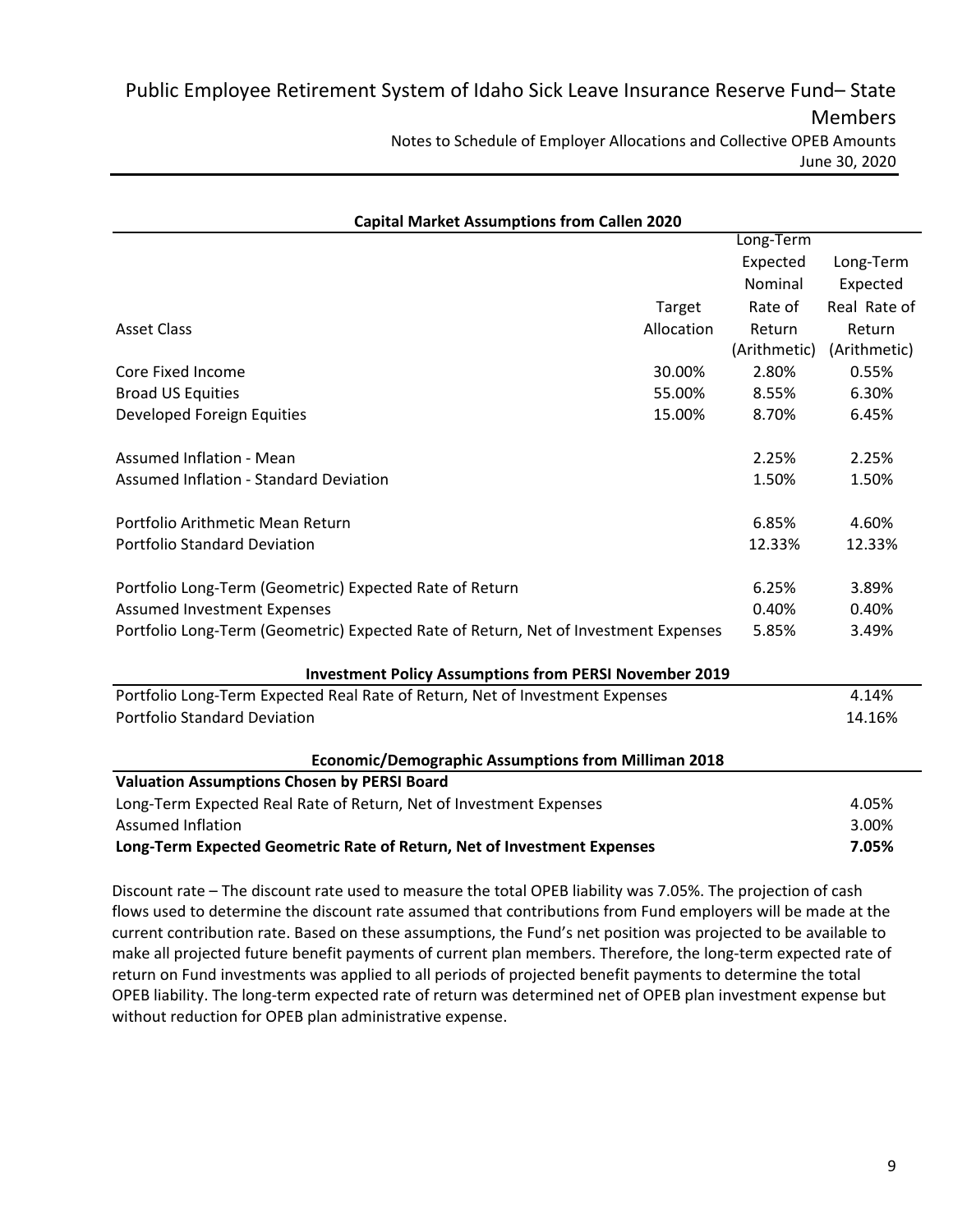**Capital Market Assumptions from Callen 2020**

| Asset Class | Target Allocation | Long-Term Expected Nominal Rate of Return (Arithmetic) | Long-Term Expected Real Rate of Return (Arithmetic) |
|---|---|---|---|
| Core Fixed Income | 30.00% | 2.80% | 0.55% |
| Broad US Equities | 55.00% | 8.55% | 6.30% |
| Developed Foreign Equities | 15.00% | 8.70% | 6.45% |
| | | | |
| Assumed Inflation - Mean | | 2.25% | 2.25% |
| Assumed Inflation - Standard Deviation | | 1.50% | 1.50% |
| | | | |
| Portfolio Arithmetic Mean Return | | 6.85% | 4.60% |
| Portfolio Standard Deviation | | 12.33% | 12.33% |
| | | | |
| Portfolio Long-Term (Geometric) Expected Rate of Return | | 6.25% | 3.89% |
| Assumed Investment Expenses | | 0.40% | 0.40% |
| Portfolio Long-Term (Geometric) Expected Rate of Return, Net of Investment Expenses | | 5.85% | 3.49% |

**Investment Policy Assumptions from PERSI November 2019**

| | |
|---|---|
| Portfolio Long-Term Expected Real Rate of Return, Net of Investment Expenses | 4.14% |
| Portfolio Standard Deviation | 14.16% |

**Economic/Demographic Assumptions from Milliman 2018**

| **Valuation Assumptions Chosen by PERSI Board** | |
|---|---|
| Long-Term Expected Real Rate of Return, Net of Investment Expenses | 4.05% |
| Assumed Inflation | 3.00% |
| **Long-Term Expected Geometric Rate of Return, Net of Investment Expenses** | **7.05%** |

Discount rate – The discount rate used to measure the total OPEB liability was 7.05%. The projection of cash flows used to determine the discount rate assumed that contributions from Fund employers will be made at the current contribution rate. Based on these assumptions, the Fund's net position was projected to be available to make all projected future benefit payments of current plan members. Therefore, the long-term expected rate of return on Fund investments was applied to all periods of projected benefit payments to determine the total OPEB liability. The long-term expected rate of return was determined net of OPEB plan investment expense but without reduction for OPEB plan administrative expense.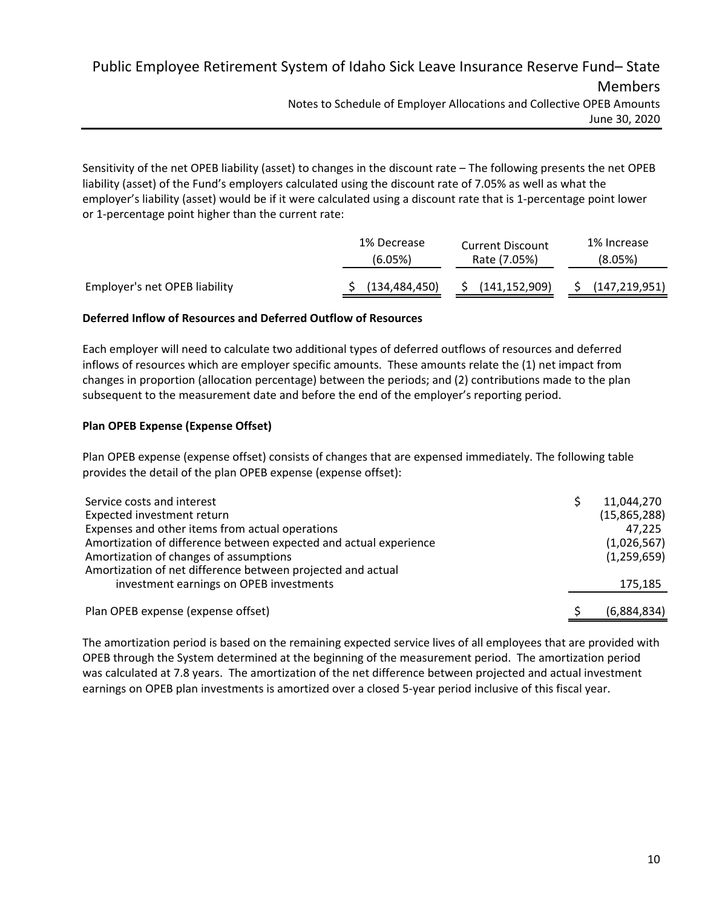Sensitivity of the net OPEB liability (asset) to changes in the discount rate – The following presents the net OPEB liability (asset) of the Fund's employers calculated using the discount rate of 7.05% as well as what the employer's liability (asset) would be if it were calculated using a discount rate that is 1-percentage point lower or 1-percentage point higher than the current rate:

| | 1% Decrease (6.05%) | Current Discount Rate (7.05%) | 1% Increase (8.05%) |
|---|---|---|---|
| Employer's net OPEB liability | $ (134,484,450) | $ (141,152,909) | $ (147,219,951) |

**Deferred Inflow of Resources and Deferred Outflow of Resources**

Each employer will need to calculate two additional types of deferred outflows of resources and deferred inflows of resources which are employer specific amounts. These amounts relate the (1) net impact from changes in proportion (allocation percentage) between the periods; and (2) contributions made to the plan subsequent to the measurement date and before the end of the employer's reporting period.

**Plan OPEB Expense (Expense Offset)**

Plan OPEB expense (expense offset) consists of changes that are expensed immediately. The following table provides the detail of the plan OPEB expense (expense offset):

| | |
|---|---|
| Service costs and interest | $ 11,044,270 |
| Expected investment return | (15,865,288) |
| Expenses and other items from actual operations | 47,225 |
| Amortization of difference between expected and actual experience | (1,026,567) |
| Amortization of changes of assumptions | (1,259,659) |
| Amortization of net difference between projected and actual investment earnings on OPEB investments | 175,185 |
| Plan OPEB expense (expense offset) | $ (6,884,834) |

The amortization period is based on the remaining expected service lives of all employees that are provided with OPEB through the System determined at the beginning of the measurement period. The amortization period was calculated at 7.8 years. The amortization of the net difference between projected and actual investment earnings on OPEB plan investments is amortized over a closed 5-year period inclusive of this fiscal year.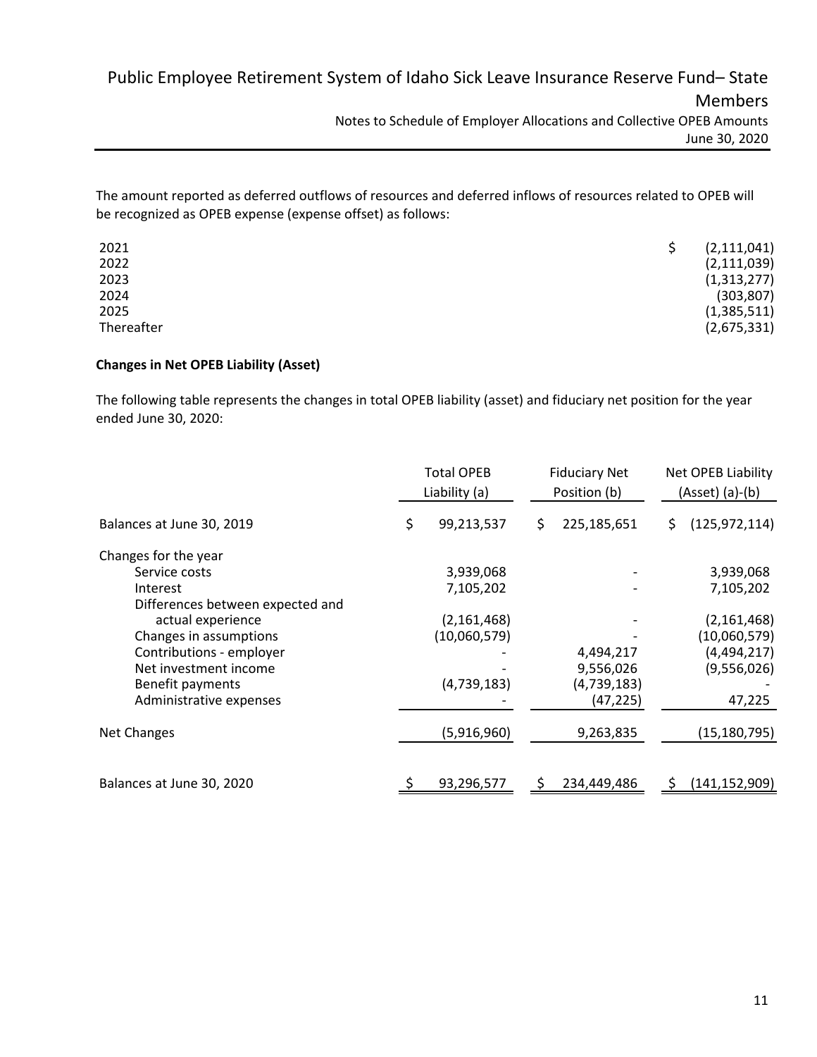The amount reported as deferred outflows of resources and deferred inflows of resources related to OPEB will be recognized as OPEB expense (expense offset) as follows:

| | |
|---|---|
| 2021 | $ (2,111,041) |
| 2022 | (2,111,039) |
| 2023 | (1,313,277) |
| 2024 | (303,807) |
| 2025 | (1,385,511) |
| Thereafter | (2,675,331) |

**Changes in Net OPEB Liability (Asset)**

The following table represents the changes in total OPEB liability (asset) and fiduciary net position for the year ended June 30, 2020:

| | Total OPEB Liability (a) | Fiduciary Net Position (b) | Net OPEB Liability (Asset) (a)-(b) |
|---|---|---|---|
| Balances at June 30, 2019 | $ 99,213,537 | $ 225,185,651 | $ (125,972,114) |
| Changes for the year | | | |
| Service costs | 3,939,068 | - | 3,939,068 |
| Interest | 7,105,202 | - | 7,105,202 |
| Differences between expected and actual experience | (2,161,468) | - | (2,161,468) |
| Changes in assumptions | (10,060,579) | - | (10,060,579) |
| Contributions - employer | - | 4,494,217 | (4,494,217) |
| Net investment income | - | 9,556,026 | (9,556,026) |
| Benefit payments | (4,739,183) | (4,739,183) | - |
| Administrative expenses | - | (47,225) | 47,225 |
| Net Changes | (5,916,960) | 9,263,835 | (15,180,795) |
| Balances at June 30, 2020 | $ 93,296,577 | $ 234,449,486 | $ (141,152,909) |